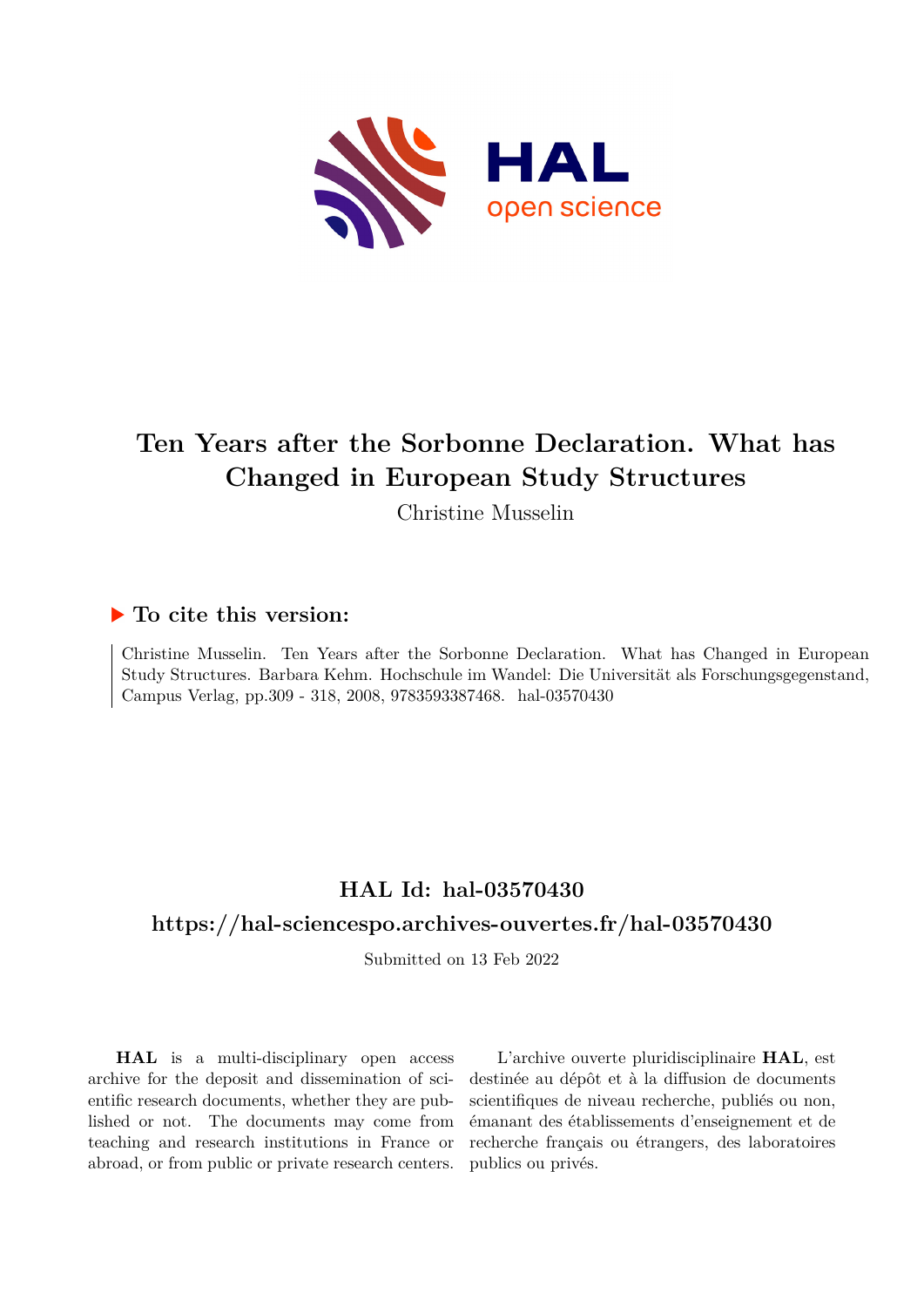# Ten Years after the Sorbonne Declaration. What has Changed in European Study Structures

Christine Musselin

## ▶ To cite this version:

Christine Musselin. Ten Years after the Sorbonne Declaration. What has Changed in European Study Structures. Barbara Kehm. Hochschule im Wandel: Die Universität als Forschungsgegenstand, Campus Verlag, pp.309 - 318, 2008, 9783593387468. hal-03570430

## HAL Id: hal-03570430

## https://hal-sciencespo.archives-ouvertes.fr/hal-03570430

Submitted on 13 Feb 2022

**HAL** is a multi-disciplinary open access archive for the deposit and dissemination of scientific research documents, whether they are published or not. The documents may come from teaching and research institutions in France or abroad, or from public or private research centers.

L'archive ouverte pluridisciplinaire **HAL**, est destinée au dépôt et à la diffusion de documents scientifiques de niveau recherche, publiés ou non, émanant des établissements d'enseignement et de recherche français ou étrangers, des laboratoires publics ou privés.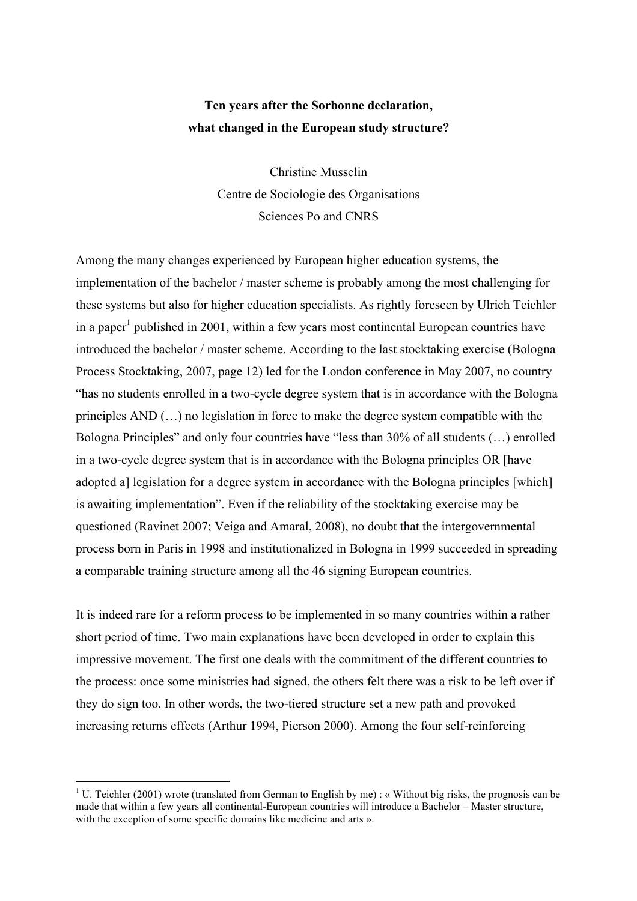**Ten years after the Sorbonne declaration,**
**what changed in the European study structure?**

Christine Musselin
Centre de Sociologie des Organisations
Sciences Po and CNRS

Among the many changes experienced by European higher education systems, the implementation of the bachelor / master scheme is probably among the most challenging for these systems but also for higher education specialists. As rightly foreseen by Ulrich Teichler in a paper[1] published in 2001, within a few years most continental European countries have introduced the bachelor / master scheme. According to the last stocktaking exercise (Bologna Process Stocktaking, 2007, page 12) led for the London conference in May 2007, no country "has no students enrolled in a two-cycle degree system that is in accordance with the Bologna principles AND (…) no legislation in force to make the degree system compatible with the Bologna Principles" and only four countries have "less than 30% of all students (…) enrolled in a two-cycle degree system that is in accordance with the Bologna principles OR [have adopted a] legislation for a degree system in accordance with the Bologna principles [which] is awaiting implementation". Even if the reliability of the stocktaking exercise may be questioned (Ravinet 2007; Veiga and Amaral, 2008), no doubt that the intergovernmental process born in Paris in 1998 and institutionalized in Bologna in 1999 succeeded in spreading a comparable training structure among all the 46 signing European countries.

It is indeed rare for a reform process to be implemented in so many countries within a rather short period of time. Two main explanations have been developed in order to explain this impressive movement. The first one deals with the commitment of the different countries to the process: once some ministries had signed, the others felt there was a risk to be left over if they do sign too. In other words, the two-tiered structure set a new path and provoked increasing returns effects (Arthur 1994, Pierson 2000). Among the four self-reinforcing

---

[1] U. Teichler (2001) wrote (translated from German to English by me) : « Without big risks, the prognosis can be made that within a few years all continental-European countries will introduce a Bachelor – Master structure, with the exception of some specific domains like medicine and arts ».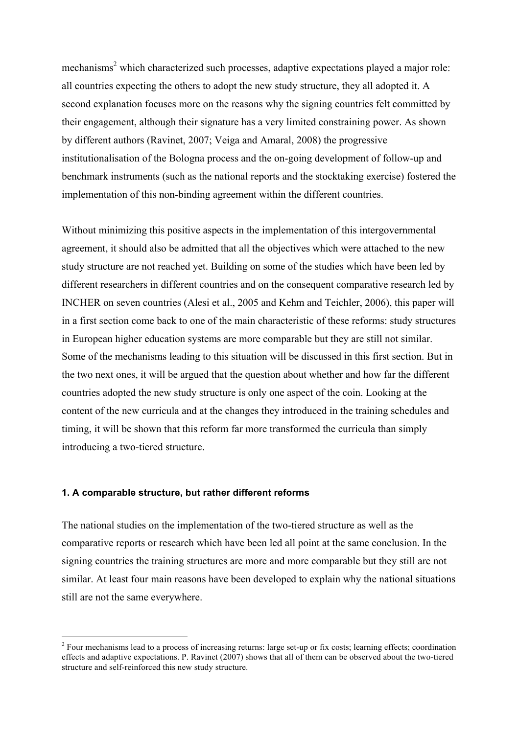mechanisms[2] which characterized such processes, adaptive expectations played a major role: all countries expecting the others to adopt the new study structure, they all adopted it. A second explanation focuses more on the reasons why the signing countries felt committed by their engagement, although their signature has a very limited constraining power. As shown by different authors (Ravinet, 2007; Veiga and Amaral, 2008) the progressive institutionalisation of the Bologna process and the on-going development of follow-up and benchmark instruments (such as the national reports and the stocktaking exercise) fostered the implementation of this non-binding agreement within the different countries.

Without minimizing this positive aspects in the implementation of this intergovernmental agreement, it should also be admitted that all the objectives which were attached to the new study structure are not reached yet. Building on some of the studies which have been led by different researchers in different countries and on the consequent comparative research led by INCHER on seven countries (Alesi et al., 2005 and Kehm and Teichler, 2006), this paper will in a first section come back to one of the main characteristic of these reforms: study structures in European higher education systems are more comparable but they are still not similar. Some of the mechanisms leading to this situation will be discussed in this first section. But in the two next ones, it will be argued that the question about whether and how far the different countries adopted the new study structure is only one aspect of the coin. Looking at the content of the new curricula and at the changes they introduced in the training schedules and timing, it will be shown that this reform far more transformed the curricula than simply introducing a two-tiered structure.

### 1. A comparable structure, but rather different reforms

The national studies on the implementation of the two-tiered structure as well as the comparative reports or research which have been led all point at the same conclusion. In the signing countries the training structures are more and more comparable but they still are not similar. At least four main reasons have been developed to explain why the national situations still are not the same everywhere.

[2] Four mechanisms lead to a process of increasing returns: large set-up or fix costs; learning effects; coordination effects and adaptive expectations. P. Ravinet (2007) shows that all of them can be observed about the two-tiered structure and self-reinforced this new study structure.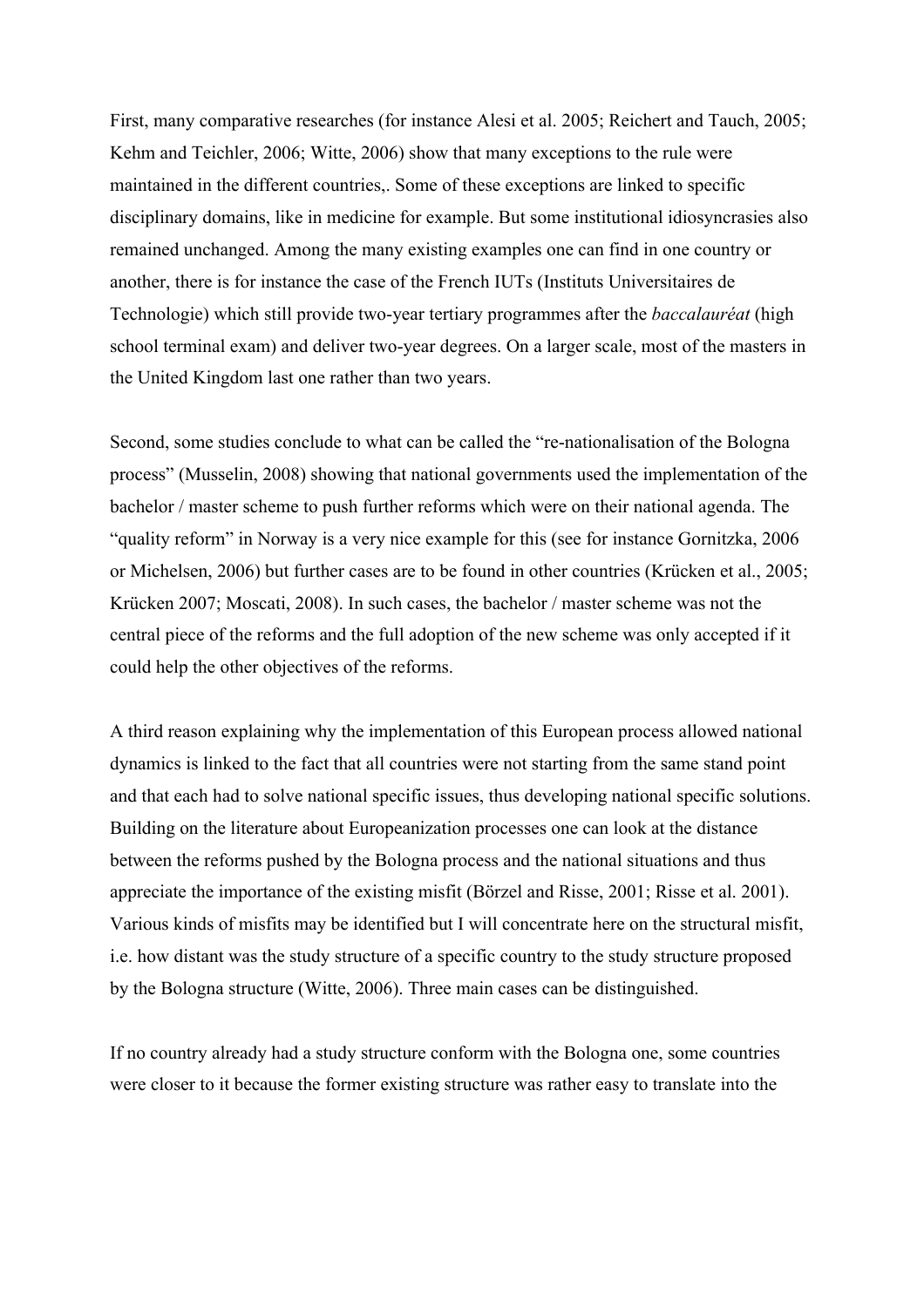First, many comparative researches (for instance Alesi et al. 2005; Reichert and Tauch, 2005; Kehm and Teichler, 2006; Witte, 2006) show that many exceptions to the rule were maintained in the different countries,. Some of these exceptions are linked to specific disciplinary domains, like in medicine for example. But some institutional idiosyncrasies also remained unchanged. Among the many existing examples one can find in one country or another, there is for instance the case of the French IUTs (Instituts Universitaires de Technologie) which still provide two-year tertiary programmes after the *baccalauréat* (high school terminal exam) and deliver two-year degrees. On a larger scale, most of the masters in the United Kingdom last one rather than two years.

Second, some studies conclude to what can be called the "re-nationalisation of the Bologna process" (Musselin, 2008) showing that national governments used the implementation of the bachelor / master scheme to push further reforms which were on their national agenda. The "quality reform" in Norway is a very nice example for this (see for instance Gornitzka, 2006 or Michelsen, 2006) but further cases are to be found in other countries (Krücken et al., 2005; Krücken 2007; Moscati, 2008). In such cases, the bachelor / master scheme was not the central piece of the reforms and the full adoption of the new scheme was only accepted if it could help the other objectives of the reforms.

A third reason explaining why the implementation of this European process allowed national dynamics is linked to the fact that all countries were not starting from the same stand point and that each had to solve national specific issues, thus developing national specific solutions. Building on the literature about Europeanization processes one can look at the distance between the reforms pushed by the Bologna process and the national situations and thus appreciate the importance of the existing misfit (Börzel and Risse, 2001; Risse et al. 2001). Various kinds of misfits may be identified but I will concentrate here on the structural misfit, i.e. how distant was the study structure of a specific country to the study structure proposed by the Bologna structure (Witte, 2006). Three main cases can be distinguished.

If no country already had a study structure conform with the Bologna one, some countries were closer to it because the former existing structure was rather easy to translate into the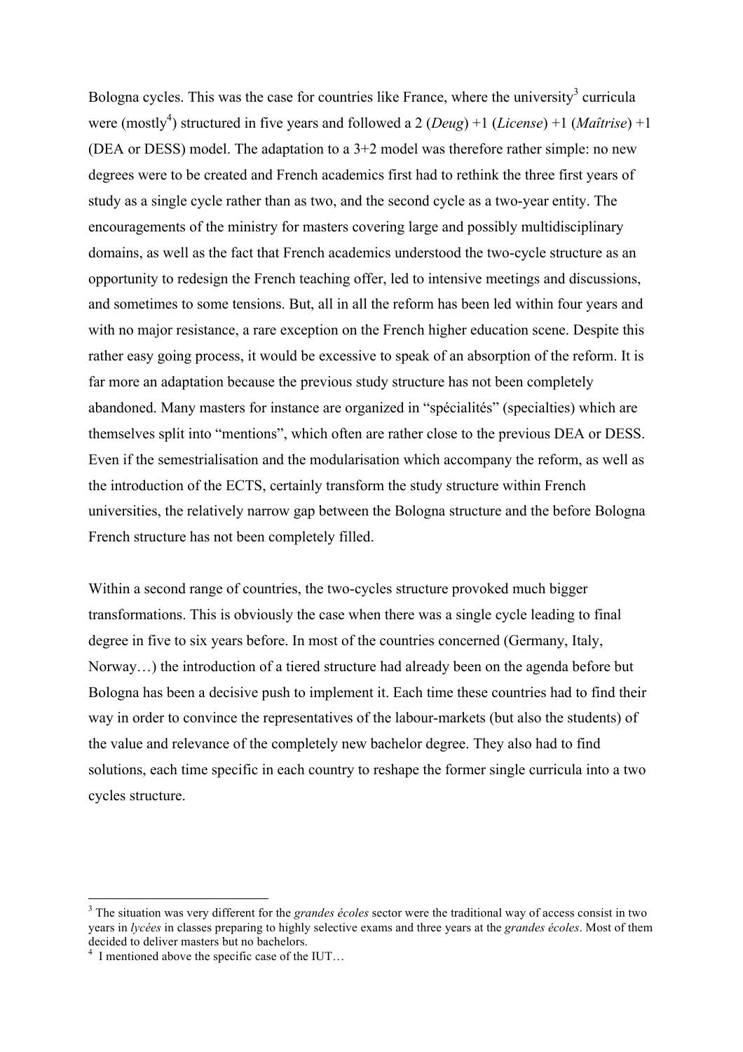Bologna cycles. This was the case for countries like France, where the university[3] curricula were (mostly[4]) structured in five years and followed a 2 (*Deug*) +1 (*License*) +1 (*Maîtrise*) +1 (DEA or DESS) model. The adaptation to a 3+2 model was therefore rather simple: no new degrees were to be created and French academics first had to rethink the three first years of study as a single cycle rather than as two, and the second cycle as a two-year entity. The encouragements of the ministry for masters covering large and possibly multidisciplinary domains, as well as the fact that French academics understood the two-cycle structure as an opportunity to redesign the French teaching offer, led to intensive meetings and discussions, and sometimes to some tensions. But, all in all the reform has been led within four years and with no major resistance, a rare exception on the French higher education scene. Despite this rather easy going process, it would be excessive to speak of an absorption of the reform. It is far more an adaptation because the previous study structure has not been completely abandoned. Many masters for instance are organized in "spécialités" (specialties) which are themselves split into "mentions", which often are rather close to the previous DEA or DESS. Even if the semestrialisation and the modularisation which accompany the reform, as well as the introduction of the ECTS, certainly transform the study structure within French universities, the relatively narrow gap between the Bologna structure and the before Bologna French structure has not been completely filled.

Within a second range of countries, the two-cycles structure provoked much bigger transformations. This is obviously the case when there was a single cycle leading to final degree in five to six years before. In most of the countries concerned (Germany, Italy, Norway…) the introduction of a tiered structure had already been on the agenda before but Bologna has been a decisive push to implement it. Each time these countries had to find their way in order to convince the representatives of the labour-markets (but also the students) of the value and relevance of the completely new bachelor degree. They also had to find solutions, each time specific in each country to reshape the former single curricula into a two cycles structure.

---

[3] The situation was very different for the *grandes écoles* sector were the traditional way of access consist in two years in *lycées* in classes preparing to highly selective exams and three years at the *grandes écoles*. Most of them decided to deliver masters but no bachelors.

[4] I mentioned above the specific case of the IUT…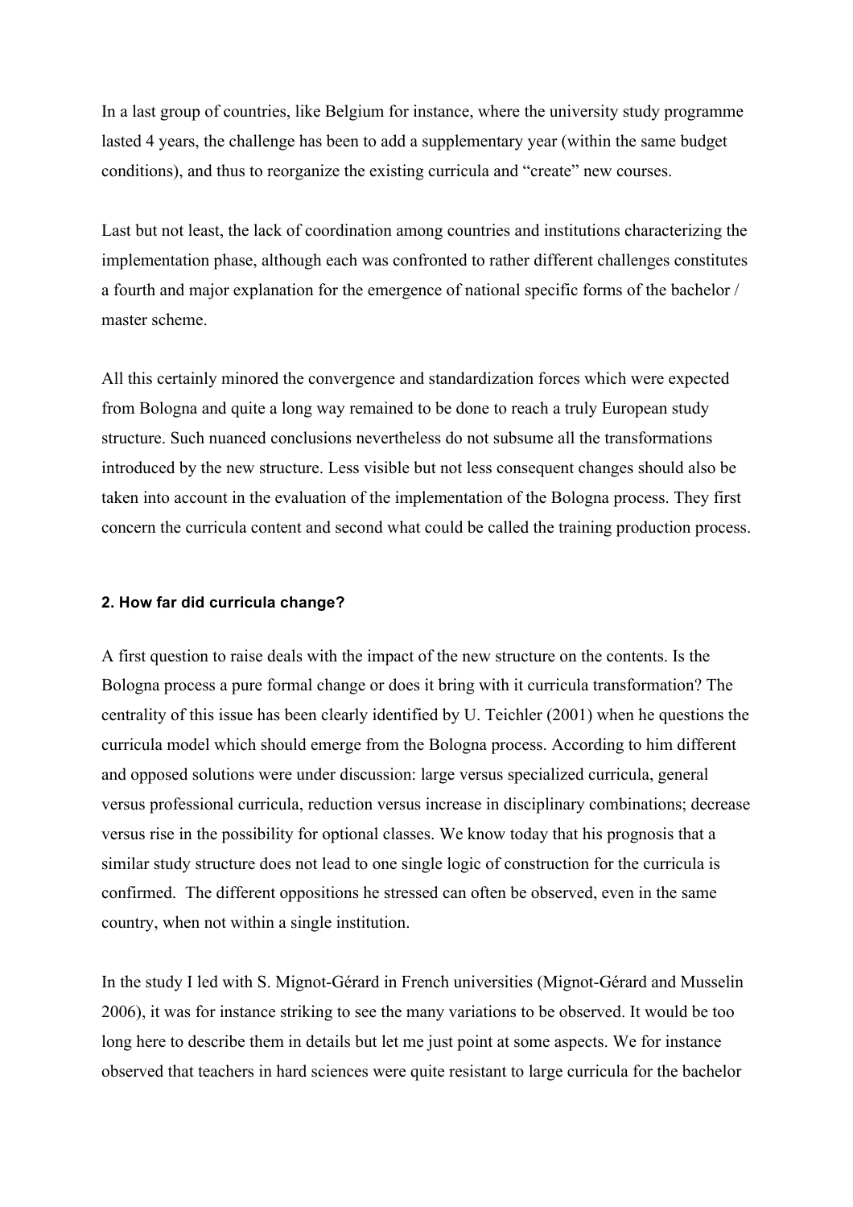In a last group of countries, like Belgium for instance, where the university study programme lasted 4 years, the challenge has been to add a supplementary year (within the same budget conditions), and thus to reorganize the existing curricula and "create" new courses.

Last but not least, the lack of coordination among countries and institutions characterizing the implementation phase, although each was confronted to rather different challenges constitutes a fourth and major explanation for the emergence of national specific forms of the bachelor / master scheme.

All this certainly minored the convergence and standardization forces which were expected from Bologna and quite a long way remained to be done to reach a truly European study structure. Such nuanced conclusions nevertheless do not subsume all the transformations introduced by the new structure. Less visible but not less consequent changes should also be taken into account in the evaluation of the implementation of the Bologna process. They first concern the curricula content and second what could be called the training production process.

#### 2. How far did curricula change?

A first question to raise deals with the impact of the new structure on the contents. Is the Bologna process a pure formal change or does it bring with it curricula transformation? The centrality of this issue has been clearly identified by U. Teichler (2001) when he questions the curricula model which should emerge from the Bologna process. According to him different and opposed solutions were under discussion: large versus specialized curricula, general versus professional curricula, reduction versus increase in disciplinary combinations; decrease versus rise in the possibility for optional classes. We know today that his prognosis that a similar study structure does not lead to one single logic of construction for the curricula is confirmed. The different oppositions he stressed can often be observed, even in the same country, when not within a single institution.

In the study I led with S. Mignot-Gérard in French universities (Mignot-Gérard and Musselin 2006), it was for instance striking to see the many variations to be observed. It would be too long here to describe them in details but let me just point at some aspects. We for instance observed that teachers in hard sciences were quite resistant to large curricula for the bachelor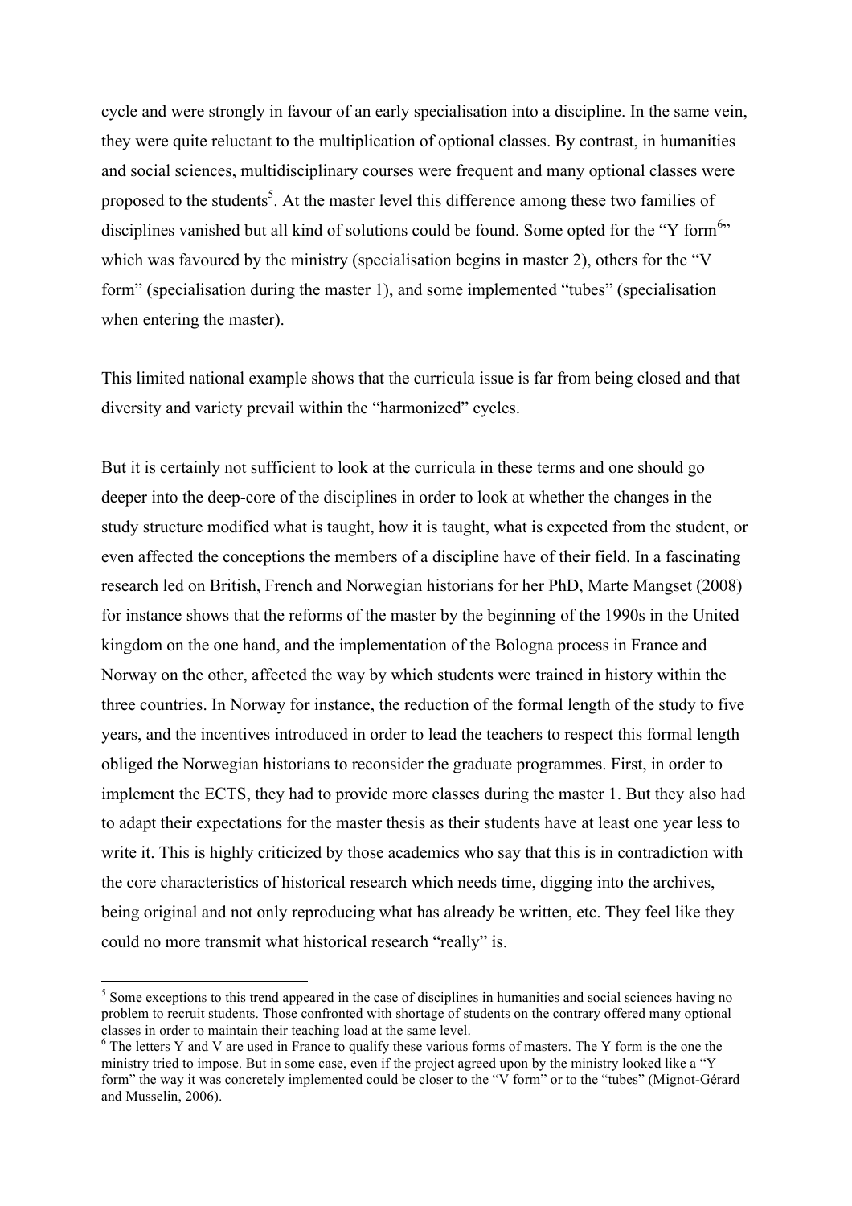cycle and were strongly in favour of an early specialisation into a discipline. In the same vein, they were quite reluctant to the multiplication of optional classes. By contrast, in humanities and social sciences, multidisciplinary courses were frequent and many optional classes were proposed to the students[5]. At the master level this difference among these two families of disciplines vanished but all kind of solutions could be found. Some opted for the "Y form[6]" which was favoured by the ministry (specialisation begins in master 2), others for the "V form" (specialisation during the master 1), and some implemented "tubes" (specialisation when entering the master).

This limited national example shows that the curricula issue is far from being closed and that diversity and variety prevail within the "harmonized" cycles.

But it is certainly not sufficient to look at the curricula in these terms and one should go deeper into the deep-core of the disciplines in order to look at whether the changes in the study structure modified what is taught, how it is taught, what is expected from the student, or even affected the conceptions the members of a discipline have of their field. In a fascinating research led on British, French and Norwegian historians for her PhD, Marte Mangset (2008) for instance shows that the reforms of the master by the beginning of the 1990s in the United kingdom on the one hand, and the implementation of the Bologna process in France and Norway on the other, affected the way by which students were trained in history within the three countries. In Norway for instance, the reduction of the formal length of the study to five years, and the incentives introduced in order to lead the teachers to respect this formal length obliged the Norwegian historians to reconsider the graduate programmes. First, in order to implement the ECTS, they had to provide more classes during the master 1. But they also had to adapt their expectations for the master thesis as their students have at least one year less to write it. This is highly criticized by those academics who say that this is in contradiction with the core characteristics of historical research which needs time, digging into the archives, being original and not only reproducing what has already be written, etc. They feel like they could no more transmit what historical research "really" is.

---

[5] Some exceptions to this trend appeared in the case of disciplines in humanities and social sciences having no problem to recruit students. Those confronted with shortage of students on the contrary offered many optional classes in order to maintain their teaching load at the same level.

[6] The letters Y and V are used in France to qualify these various forms of masters. The Y form is the one the ministry tried to impose. But in some case, even if the project agreed upon by the ministry looked like a "Y form" the way it was concretely implemented could be closer to the "V form" or to the "tubes" (Mignot-Gérard and Musselin, 2006).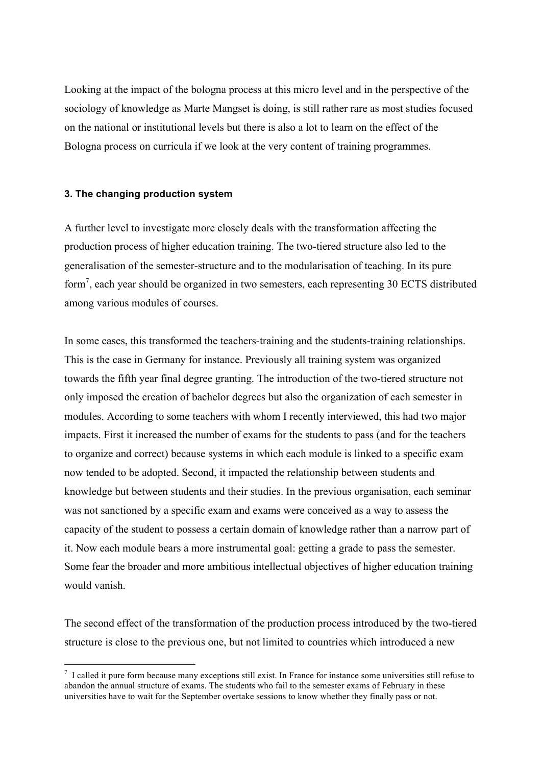Looking at the impact of the bologna process at this micro level and in the perspective of the sociology of knowledge as Marte Mangset is doing, is still rather rare as most studies focused on the national or institutional levels but there is also a lot to learn on the effect of the Bologna process on curricula if we look at the very content of training programmes.

#### 3. The changing production system

A further level to investigate more closely deals with the transformation affecting the production process of higher education training. The two-tiered structure also led to the generalisation of the semester-structure and to the modularisation of teaching. In its pure form[7], each year should be organized in two semesters, each representing 30 ECTS distributed among various modules of courses.

In some cases, this transformed the teachers-training and the students-training relationships. This is the case in Germany for instance. Previously all training system was organized towards the fifth year final degree granting. The introduction of the two-tiered structure not only imposed the creation of bachelor degrees but also the organization of each semester in modules. According to some teachers with whom I recently interviewed, this had two major impacts. First it increased the number of exams for the students to pass (and for the teachers to organize and correct) because systems in which each module is linked to a specific exam now tended to be adopted. Second, it impacted the relationship between students and knowledge but between students and their studies. In the previous organisation, each seminar was not sanctioned by a specific exam and exams were conceived as a way to assess the capacity of the student to possess a certain domain of knowledge rather than a narrow part of it. Now each module bears a more instrumental goal: getting a grade to pass the semester. Some fear the broader and more ambitious intellectual objectives of higher education training would vanish.

The second effect of the transformation of the production process introduced by the two-tiered structure is close to the previous one, but not limited to countries which introduced a new

---

[7] I called it pure form because many exceptions still exist. In France for instance some universities still refuse to abandon the annual structure of exams. The students who fail to the semester exams of February in these universities have to wait for the September overtake sessions to know whether they finally pass or not.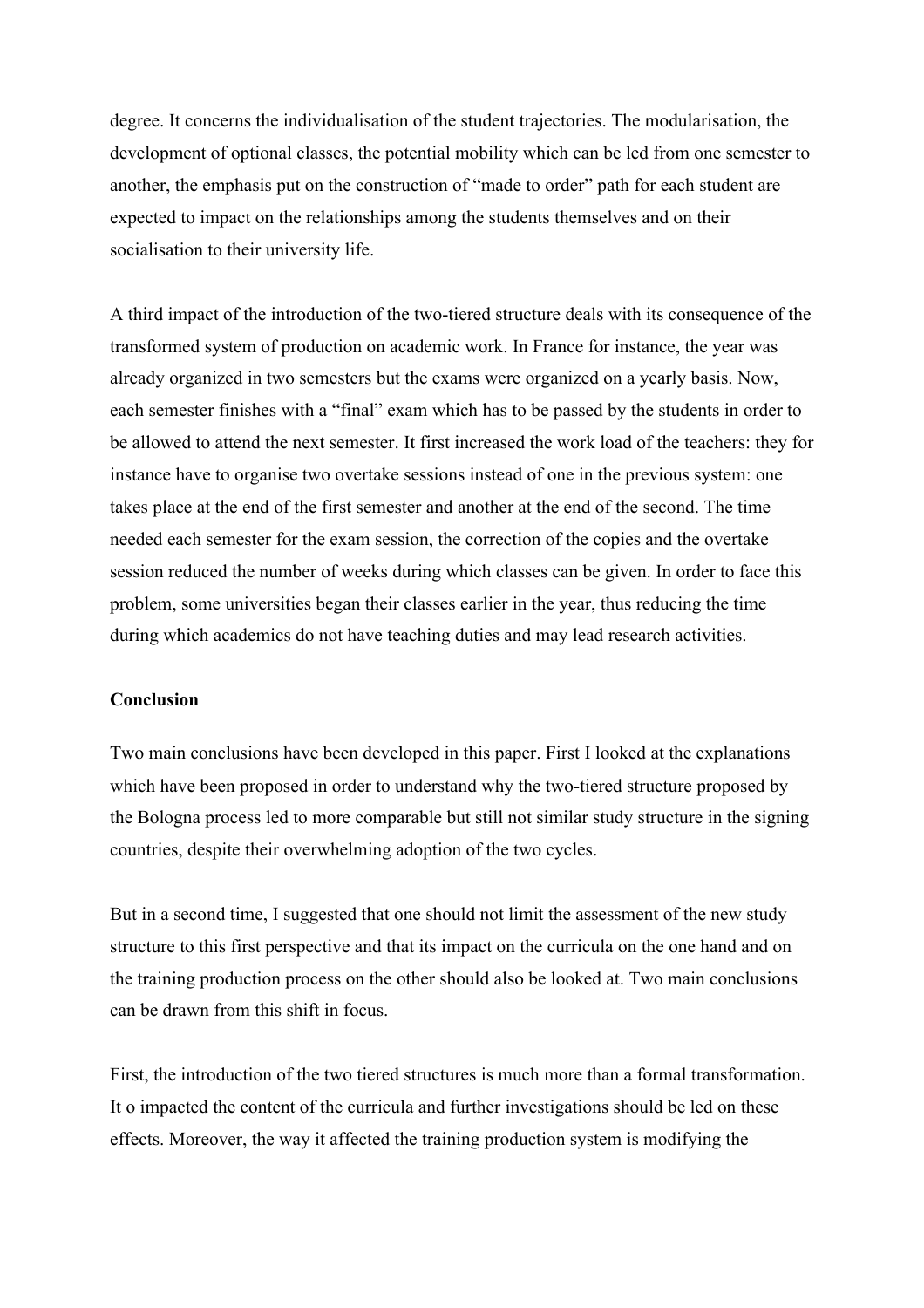degree. It concerns the individualisation of the student trajectories. The modularisation, the development of optional classes, the potential mobility which can be led from one semester to another, the emphasis put on the construction of "made to order" path for each student are expected to impact on the relationships among the students themselves and on their socialisation to their university life.

A third impact of the introduction of the two-tiered structure deals with its consequence of the transformed system of production on academic work. In France for instance, the year was already organized in two semesters but the exams were organized on a yearly basis. Now, each semester finishes with a "final" exam which has to be passed by the students in order to be allowed to attend the next semester. It first increased the work load of the teachers: they for instance have to organise two overtake sessions instead of one in the previous system: one takes place at the end of the first semester and another at the end of the second. The time needed each semester for the exam session, the correction of the copies and the overtake session reduced the number of weeks during which classes can be given. In order to face this problem, some universities began their classes earlier in the year, thus reducing the time during which academics do not have teaching duties and may lead research activities.

**Conclusion**

Two main conclusions have been developed in this paper. First I looked at the explanations which have been proposed in order to understand why the two-tiered structure proposed by the Bologna process led to more comparable but still not similar study structure in the signing countries, despite their overwhelming adoption of the two cycles.

But in a second time, I suggested that one should not limit the assessment of the new study structure to this first perspective and that its impact on the curricula on the one hand and on the training production process on the other should also be looked at. Two main conclusions can be drawn from this shift in focus.

First, the introduction of the two tiered structures is much more than a formal transformation. It o impacted the content of the curricula and further investigations should be led on these effects. Moreover, the way it affected the training production system is modifying the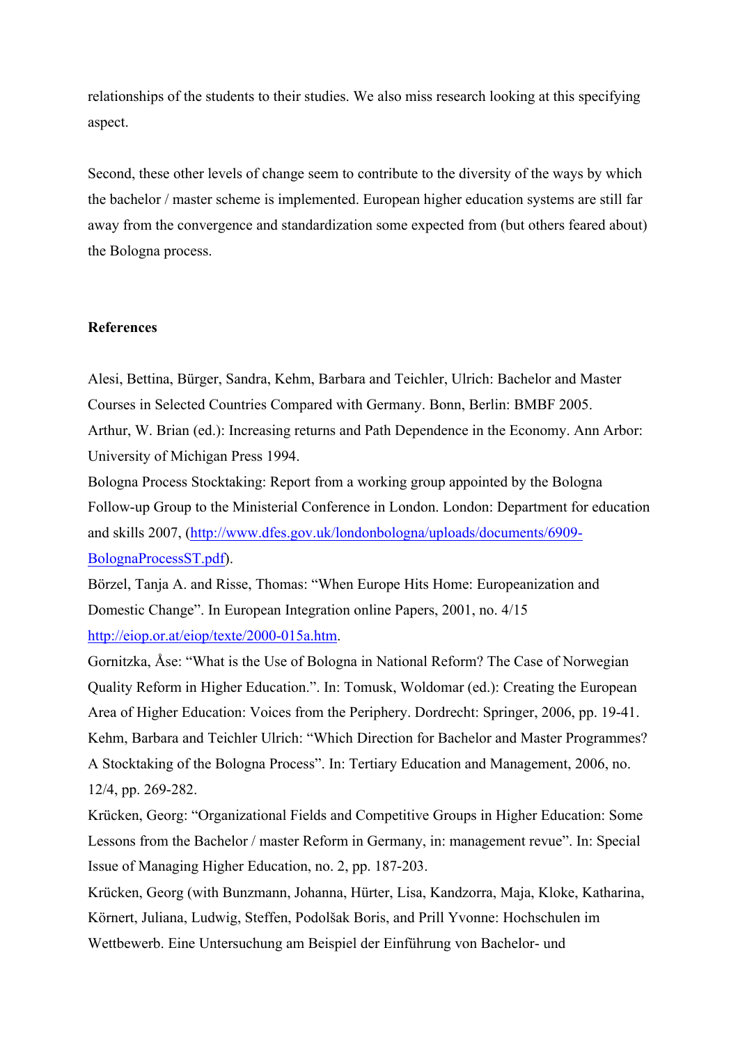relationships of the students to their studies. We also miss research looking at this specifying aspect.

Second, these other levels of change seem to contribute to the diversity of the ways by which the bachelor / master scheme is implemented. European higher education systems are still far away from the convergence and standardization some expected from (but others feared about) the Bologna process.

**References**

Alesi, Bettina, Bürger, Sandra, Kehm, Barbara and Teichler, Ulrich: Bachelor and Master Courses in Selected Countries Compared with Germany. Bonn, Berlin: BMBF 2005.
Arthur, W. Brian (ed.): Increasing returns and Path Dependence in the Economy. Ann Arbor: University of Michigan Press 1994.
Bologna Process Stocktaking: Report from a working group appointed by the Bologna Follow-up Group to the Ministerial Conference in London. London: Department for education and skills 2007, (http://www.dfes.gov.uk/londonbologna/uploads/documents/6909-BolognaProcessST.pdf).
Börzel, Tanja A. and Risse, Thomas: "When Europe Hits Home: Europeanization and Domestic Change". In European Integration online Papers, 2001, no. 4/15 http://eiop.or.at/eiop/texte/2000-015a.htm.
Gornitzka, Åse: "What is the Use of Bologna in National Reform? The Case of Norwegian Quality Reform in Higher Education.". In: Tomusk, Woldomar (ed.): Creating the European Area of Higher Education: Voices from the Periphery. Dordrecht: Springer, 2006, pp. 19-41.
Kehm, Barbara and Teichler Ulrich: "Which Direction for Bachelor and Master Programmes? A Stocktaking of the Bologna Process". In: Tertiary Education and Management, 2006, no. 12/4, pp. 269-282.
Krücken, Georg: "Organizational Fields and Competitive Groups in Higher Education: Some Lessons from the Bachelor / master Reform in Germany, in: management revue". In: Special Issue of Managing Higher Education, no. 2, pp. 187-203.
Krücken, Georg (with Bunzmann, Johanna, Hürter, Lisa, Kandzorra, Maja, Kloke, Katharina, Körnert, Juliana, Ludwig, Steffen, Podolšak Boris, and Prill Yvonne: Hochschulen im Wettbewerb. Eine Untersuchung am Beispiel der Einführung von Bachelor- und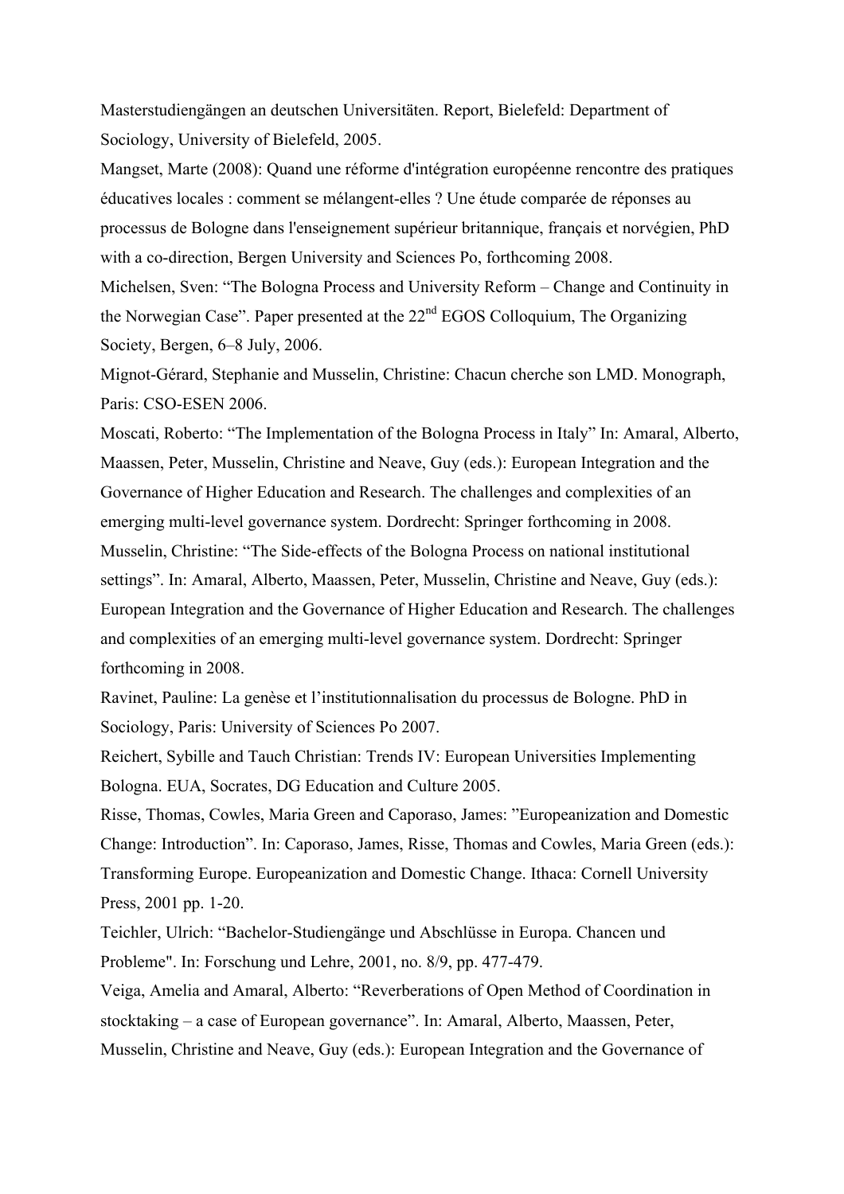Masterstudiengängen an deutschen Universitäten. Report, Bielefeld: Department of Sociology, University of Bielefeld, 2005.

Mangset, Marte (2008): Quand une réforme d'intégration européenne rencontre des pratiques éducatives locales : comment se mélangent-elles ? Une étude comparée de réponses au processus de Bologne dans l'enseignement supérieur britannique, français et norvégien, PhD with a co-direction, Bergen University and Sciences Po, forthcoming 2008.

Michelsen, Sven: "The Bologna Process and University Reform – Change and Continuity in the Norwegian Case". Paper presented at the 22nd EGOS Colloquium, The Organizing Society, Bergen, 6–8 July, 2006.

Mignot-Gérard, Stephanie and Musselin, Christine: Chacun cherche son LMD. Monograph, Paris: CSO-ESEN 2006.

Moscati, Roberto: "The Implementation of the Bologna Process in Italy" In: Amaral, Alberto, Maassen, Peter, Musselin, Christine and Neave, Guy (eds.): European Integration and the Governance of Higher Education and Research. The challenges and complexities of an emerging multi-level governance system. Dordrecht: Springer forthcoming in 2008.

Musselin, Christine: "The Side-effects of the Bologna Process on national institutional settings". In: Amaral, Alberto, Maassen, Peter, Musselin, Christine and Neave, Guy (eds.): European Integration and the Governance of Higher Education and Research. The challenges and complexities of an emerging multi-level governance system. Dordrecht: Springer forthcoming in 2008.

Ravinet, Pauline: La genèse et l'institutionnalisation du processus de Bologne. PhD in Sociology, Paris: University of Sciences Po 2007.

Reichert, Sybille and Tauch Christian: Trends IV: European Universities Implementing Bologna. EUA, Socrates, DG Education and Culture 2005.

Risse, Thomas, Cowles, Maria Green and Caporaso, James: "Europeanization and Domestic Change: Introduction". In: Caporaso, James, Risse, Thomas and Cowles, Maria Green (eds.): Transforming Europe. Europeanization and Domestic Change. Ithaca: Cornell University Press, 2001 pp. 1-20.

Teichler, Ulrich: "Bachelor-Studiengänge und Abschlüsse in Europa. Chancen und Probleme". In: Forschung und Lehre, 2001, no. 8/9, pp. 477-479.

Veiga, Amelia and Amaral, Alberto: "Reverberations of Open Method of Coordination in stocktaking – a case of European governance". In: Amaral, Alberto, Maassen, Peter, Musselin, Christine and Neave, Guy (eds.): European Integration and the Governance of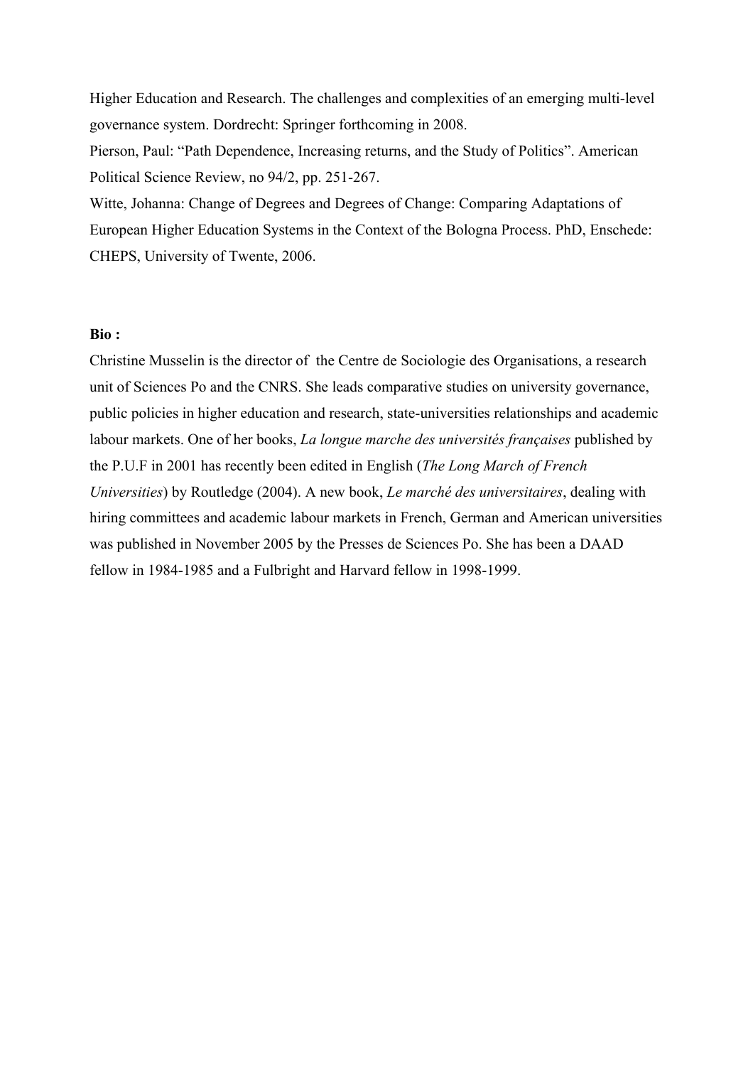Higher Education and Research. The challenges and complexities of an emerging multi-level governance system. Dordrecht: Springer forthcoming in 2008.

Pierson, Paul: "Path Dependence, Increasing returns, and the Study of Politics". American Political Science Review, no 94/2, pp. 251-267.

Witte, Johanna: Change of Degrees and Degrees of Change: Comparing Adaptations of European Higher Education Systems in the Context of the Bologna Process. PhD, Enschede: CHEPS, University of Twente, 2006.

**Bio :**

Christine Musselin is the director of the Centre de Sociologie des Organisations, a research unit of Sciences Po and the CNRS. She leads comparative studies on university governance, public policies in higher education and research, state-universities relationships and academic labour markets. One of her books, *La longue marche des universités françaises* published by the P.U.F in 2001 has recently been edited in English (*The Long March of French Universities*) by Routledge (2004). A new book, *Le marché des universitaires*, dealing with hiring committees and academic labour markets in French, German and American universities was published in November 2005 by the Presses de Sciences Po. She has been a DAAD fellow in 1984-1985 and a Fulbright and Harvard fellow in 1998-1999.